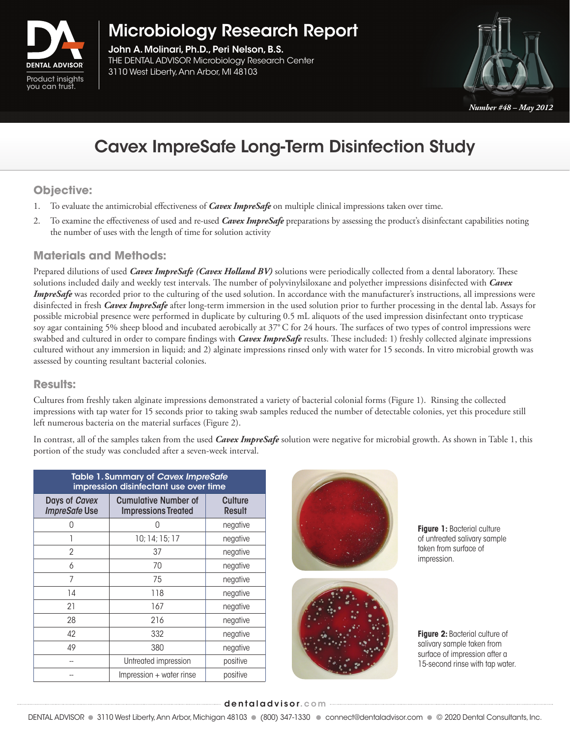# Microbiology Research Report

**John A. Molinari, Ph.D., Peri Nelson, B.S.**
THE DENTAL ADVISOR Microbiology Research Center
3110 West Liberty, Ann Arbor, MI 48103

*Number #48 – May 2012*

# Cavex ImpreSafe Long-Term Disinfection Study

## Objective:

1. To evaluate the antimicrobial effectiveness of ***Cavex ImpreSafe*** on multiple clinical impressions taken over time.
2. To examine the effectiveness of used and re-used ***Cavex ImpreSafe*** preparations by assessing the product's disinfectant capabilities noting the number of uses with the length of time for solution activity

## Materials and Methods:

Prepared dilutions of used ***Cavex ImpreSafe (Cavex Holland BV)*** solutions were periodically collected from a dental laboratory. These solutions included daily and weekly test intervals. The number of polyvinylsiloxane and polyether impressions disinfected with ***Cavex ImpreSafe*** was recorded prior to the culturing of the used solution. In accordance with the manufacturer's instructions, all impressions were disinfected in fresh ***Cavex ImpreSafe*** after long-term immersion in the used solution prior to further processing in the dental lab. Assays for possible microbial presence were performed in duplicate by culturing 0.5 mL aliquots of the used impression disinfectant onto trypticase soy agar containing 5% sheep blood and incubated aerobically at 37° C for 24 hours. The surfaces of two types of control impressions were swabbed and cultured in order to compare findings with ***Cavex ImpreSafe*** results. These included: 1) freshly collected alginate impressions cultured without any immersion in liquid; and 2) alginate impressions rinsed only with water for 15 seconds. In vitro microbial growth was assessed by counting resultant bacterial colonies.

## Results:

Cultures from freshly taken alginate impressions demonstrated a variety of bacterial colonial forms (Figure 1). Rinsing the collected impressions with tap water for 15 seconds prior to taking swab samples reduced the number of detectable colonies, yet this procedure still left numerous bacteria on the material surfaces (Figure 2).

In contrast, all of the samples taken from the used ***Cavex ImpreSafe*** solution were negative for microbial growth. As shown in Table 1, this portion of the study was concluded after a seven-week interval.

**Table 1. Summary of *Cavex ImpreSafe* impression disinfectant use over time**

| Days of *Cavex ImpreSafe* Use | Cumulative Number of Impressions Treated | Culture Result |
|---|---|---|
| 0 | 0 | negative |
| 1 | 10; 14; 15; 17 | negative |
| 2 | 37 | negative |
| 6 | 70 | negative |
| 7 | 75 | negative |
| 14 | 118 | negative |
| 21 | 167 | negative |
| 28 | 216 | negative |
| 42 | 332 | negative |
| 49 | 380 | negative |
| -- | Untreated impression | positive |
| -- | Impression + water rinse | positive |

**Figure 1:** Bacterial culture of untreated salivary sample taken from surface of impression.

**Figure 2:** Bacterial culture of salivary sample taken from surface of impression after a 15-second rinse with tap water.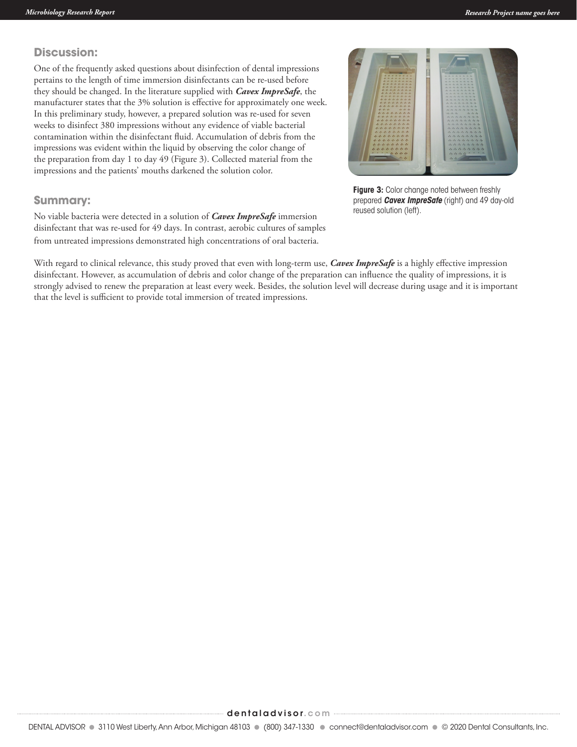## Discussion:

One of the frequently asked questions about disinfection of dental impressions pertains to the length of time immersion disinfectants can be re-used before they should be changed. In the literature supplied with ***Cavex ImpreSafe***, the manufacturer states that the 3% solution is effective for approximately one week. In this preliminary study, however, a prepared solution was re-used for seven weeks to disinfect 380 impressions without any evidence of viable bacterial contamination within the disinfectant fluid. Accumulation of debris from the impressions was evident within the liquid by observing the color change of the preparation from day 1 to day 49 (Figure 3). Collected material from the impressions and the patients' mouths darkened the solution color.

**Figure 3:** Color change noted between freshly prepared ***Cavex ImpreSafe*** (right) and 49 day-old reused solution (left).

## Summary:

No viable bacteria were detected in a solution of ***Cavex ImpreSafe*** immersion disinfectant that was re-used for 49 days. In contrast, aerobic cultures of samples from untreated impressions demonstrated high concentrations of oral bacteria.

With regard to clinical relevance, this study proved that even with long-term use, ***Cavex ImpreSafe*** is a highly effective impression disinfectant. However, as accumulation of debris and color change of the preparation can influence the quality of impressions, it is strongly advised to renew the preparation at least every week. Besides, the solution level will decrease during usage and it is important that the level is sufficient to provide total immersion of treated impressions.